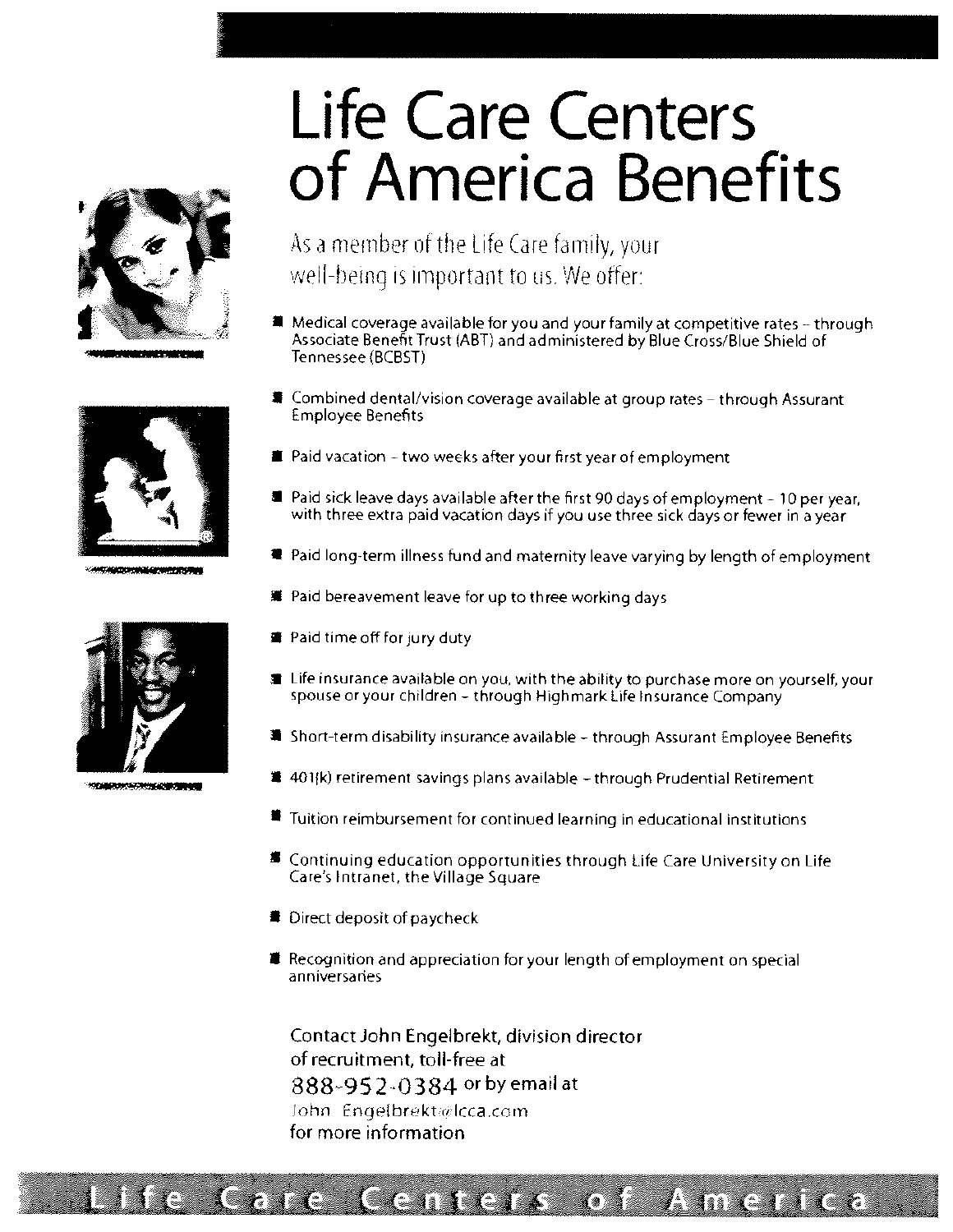# Life Care Centers of America Benefits

As a member of the Life Care family, your well-being is important to us. We offer:

- Medical coverage available for you and your family at competitive rates – through Associate Benefit Trust (ABT) and administered by Blue Cross/Blue Shield of Tennessee (BCBST)
- Combined dental/vision coverage available at group rates – through Assurant Employee Benefits
- Paid vacation – two weeks after your first year of employment
- Paid sick leave days available after the first 90 days of employment – 10 per year, with three extra paid vacation days if you use three sick days or fewer in a year
- Paid long-term illness fund and maternity leave varying by length of employment
- Paid bereavement leave for up to three working days
- Paid time off for jury duty
- Life insurance available on you, with the ability to purchase more on yourself, your spouse or your children – through Highmark Life Insurance Company
- Short-term disability insurance available – through Assurant Employee Benefits
- 401(k) retirement savings plans available – through Prudential Retirement
- Tuition reimbursement for continued learning in educational institutions
- Continuing education opportunities through Life Care University on Life Care's Intranet, the Village Square
- Direct deposit of paycheck
- Recognition and appreciation for your length of employment on special anniversaries

Contact John Engelbrekt, division director of recruitment, toll-free at 888-952-0384 or by email at John_Engelbrekt@lcca.com for more information

Life Care Centers of America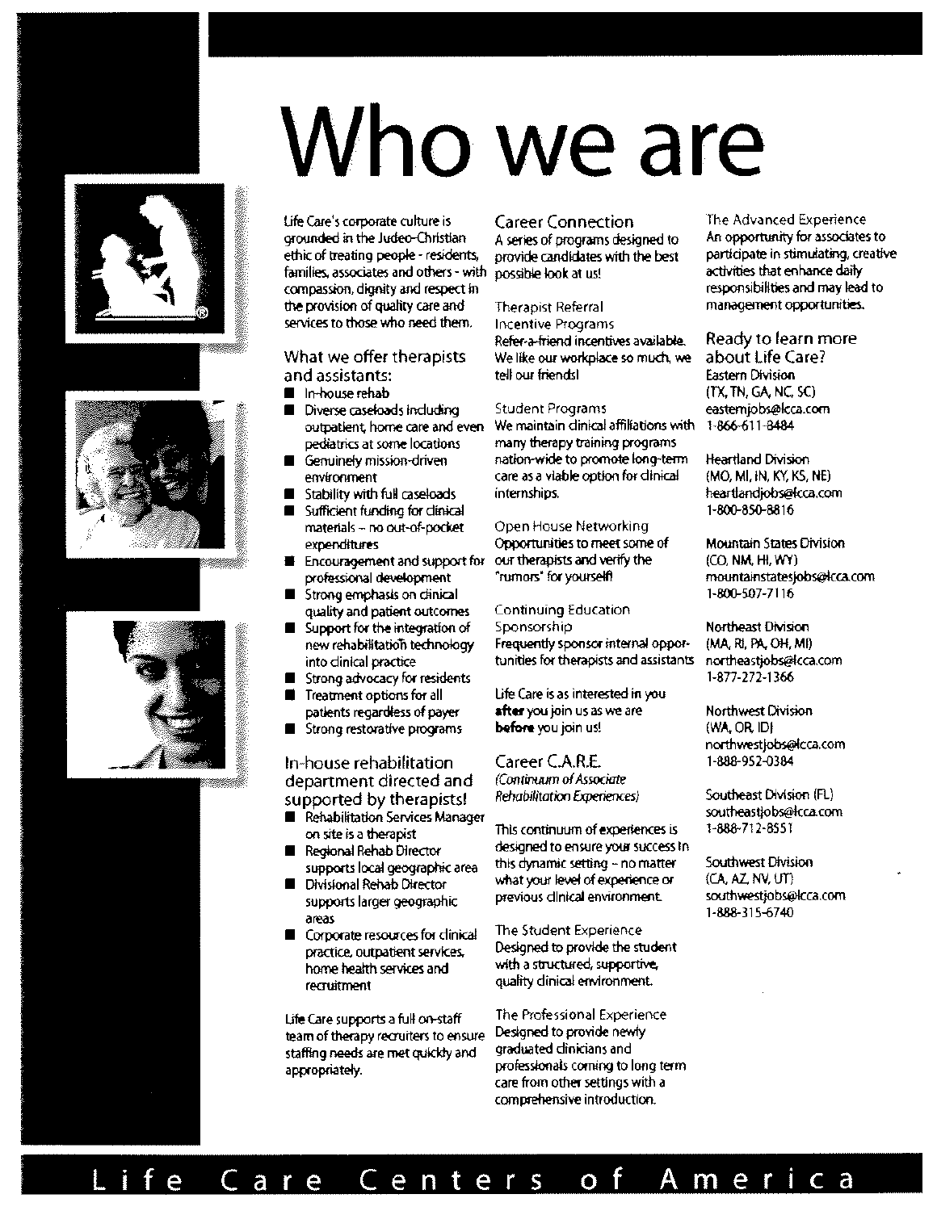# Who we are

Life Care's corporate culture is grounded in the Judeo-Christian ethic of treating people - residents, families, associates and others - with compassion, dignity and respect in the provision of quality care and services to those who need them.

## What we offer therapists and assistants:

- In-house rehab
- Diverse caseloads including outpatient, home care and even pediatrics at some locations
- Genuinely mission-driven environment
- Stability with full caseloads
- Sufficient funding for clinical materials – no out-of-pocket expenditures
- Encouragement and support for professional development
- Strong emphasis on clinical quality and patient outcomes
- Support for the integration of new rehabilitation technology into clinical practice
- Strong advocacy for residents
- Treatment options for all patients regardless of payer
- Strong restorative programs

## In-house rehabilitation department directed and supported by therapists!

- Rehabilitation Services Manager on site is a therapist
- Regional Rehab Director supports local geographic area
- Divisional Rehab Director supports larger geographic areas
- Corporate resources for clinical practice, outpatient services, home health services and recruitment

Life Care supports a full on-staff team of therapy recruiters to ensure staffing needs are met quickly and appropriately.

## Career Connection

A series of programs designed to provide candidates with the best possible look at us!

### Therapist Referral Incentive Programs

Refer-a-friend incentives available. We like our workplace so much, we tell our friends!

### Student Programs

We maintain clinical affiliations with many therapy training programs nation-wide to promote long-term care as a viable option for clinical internships.

### Open House Networking

Opportunities to meet some of our therapists and verify the "rumors" for yourself!

### Continuing Education Sponsorship

Frequently sponsor internal opportunities for therapists and assistants

Life Care is as interested in you **after** you join us as we are **before** you join us!

## Career C.A.R.E.

*(Continuum of Associate Rehabilitation Experiences)*

This continuum of experiences is designed to ensure your success in this dynamic setting – no matter what your level of experience or previous clinical environment.

### The Student Experience

Designed to provide the student with a structured, supportive, quality clinical environment.

### The Professional Experience

Designed to provide newly graduated clinicians and professionals coming to long term care from other settings with a comprehensive introduction.

### The Advanced Experience

An opportunity for associates to participate in stimulating, creative activities that enhance daily responsibilities and may lead to management opportunities.

## Ready to learn more about Life Care?

Eastern Division
(TX, TN, GA, NC, SC)
easternjobs@lcca.com
1-866-611-8484

Heartland Division
(MO, MI, IN, KY, KS, NE)
heartlandjobs@lcca.com
1-800-850-8816

Mountain States Division
(CO, NM, HI, WY)
mountainstatesjobs@lcca.com
1-800-507-7116

Northeast Division
(MA, RI, PA, OH, MI)
northeastjobs@lcca.com
1-877-272-1366

Northwest Division
(WA, OR, ID)
northwestjobs@lcca.com
1-888-952-0384

Southeast Division (FL)
southeastjobs@lcca.com
1-888-712-8551

Southwest Division
(CA, AZ, NV, UT)
southwestjobs@lcca.com
1-888-315-6740

Life Care Centers of America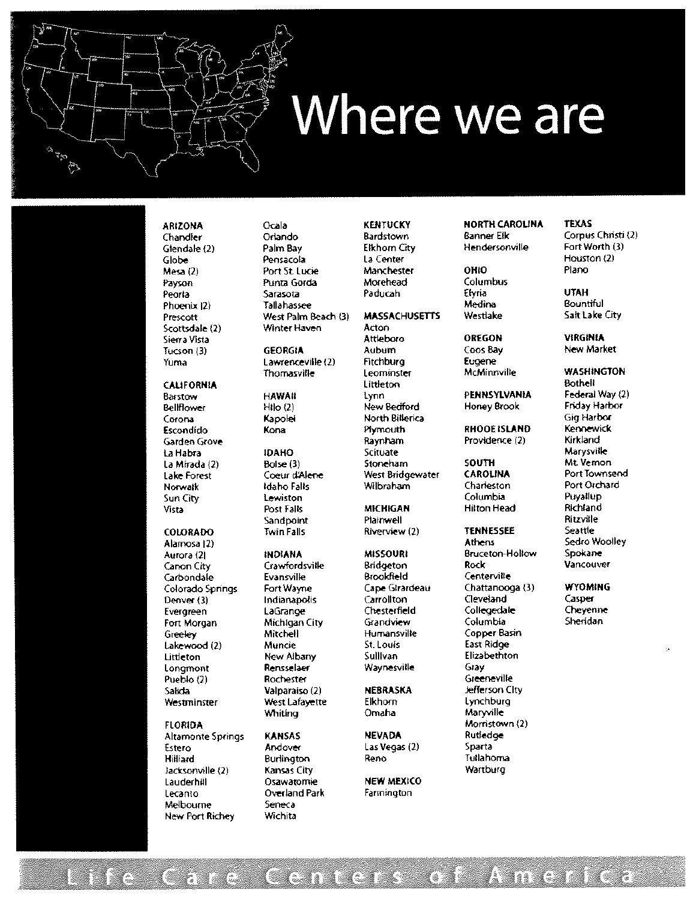# Where we are

**ARIZONA**
Chandler
Glendale (2)
Globe
Mesa (2)
Payson
Peoria
Phoenix (2)
Prescott
Scottsdale (2)
Sierra Vista
Tucson (3)
Yuma

**CALIFORNIA**
Barstow
Bellflower
Corona
Escondido
Garden Grove
La Habra
La Mirada (2)
Lake Forest
Norwalk
Sun City
Vista

**COLORADO**
Alamosa (2)
Aurora (2)
Canon City
Carbondale
Colorado Springs
Denver (3)
Evergreen
Fort Morgan
Greeley
Lakewood (2)
Littleton
Longmont
Pueblo (2)
Salida
Westminster

**FLORIDA**
Altamonte Springs
Estero
Hilliard
Jacksonville (2)
Lauderhill
Lecanto
Melbourne
New Port Richey
Ocala
Orlando
Palm Bay
Pensacola
Port St. Lucie
Punta Gorda
Sarasota
Tallahassee
West Palm Beach (3)
Winter Haven

**GEORGIA**
Lawrenceville (2)
Thomasville

**HAWAII**
Hilo (2)
Kapolei
Kona

**IDAHO**
Boise (3)
Coeur d'Alene
Idaho Falls
Lewiston
Post Falls
Sandpoint
Twin Falls

**INDIANA**
Crawfordsville
Evansville
Fort Wayne
Indianapolis
LaGrange
Michigan City
Mitchell
Muncie
New Albany
Rensselaer
Rochester
Valparaiso (2)
West Lafayette
Whiting

**KANSAS**
Andover
Burlington
Kansas City
Osawatomie
Overland Park
Seneca
Wichita

**KENTUCKY**
Bardstown
Elkhorn City
La Center
Manchester
Morehead
Paducah

**MASSACHUSETTS**
Acton
Attleboro
Auburn
Fitchburg
Leominster
Littleton
Lynn
New Bedford
North Billerica
Plymouth
Raynham
Scituate
Stoneham
West Bridgewater
Wilbraham

**MICHIGAN**
Plainwell
Riverview (2)

**MISSOURI**
Bridgeton
Brookfield
Cape Girardeau
Carrollton
Chesterfield
Grandview
Humansville
St. Louis
Sullivan
Waynesville

**NEBRASKA**
Elkhorn
Omaha

**NEVADA**
Las Vegas (2)
Reno

**NEW MEXICO**
Farmington

**NORTH CAROLINA**
Banner Elk
Hendersonville

**OHIO**
Columbus
Elyria
Medina
Westlake

**OREGON**
Coos Bay
Eugene
McMinnville

**PENNSYLVANIA**
Honey Brook

**RHODE ISLAND**
Providence (2)

**SOUTH CAROLINA**
Charleston
Columbia
Hilton Head

**TENNESSEE**
Athens
Bruceton-Hollow Rock
Centerville
Chattanooga (3)
Cleveland
Collegedale
Columbia
Copper Basin
East Ridge
Elizabethton
Gray
Greeneville
Jefferson City
Lynchburg
Maryville
Morristown (2)
Rutledge
Sparta
Tullahoma
Wartburg

**TEXAS**
Corpus Christi (2)
Fort Worth (3)
Houston (2)
Plano

**UTAH**
Bountiful
Salt Lake City

**VIRGINIA**
New Market

**WASHINGTON**
Bothell
Federal Way (2)
Friday Harbor
Gig Harbor
Kennewick
Kirkland
Marysville
Mt. Vernon
Port Townsend
Port Orchard
Puyallup
Richland
Ritzville
Seattle
Sedro Woolley
Spokane
Vancouver

**WYOMING**
Casper
Cheyenne
Sheridan

Life Care Centers of America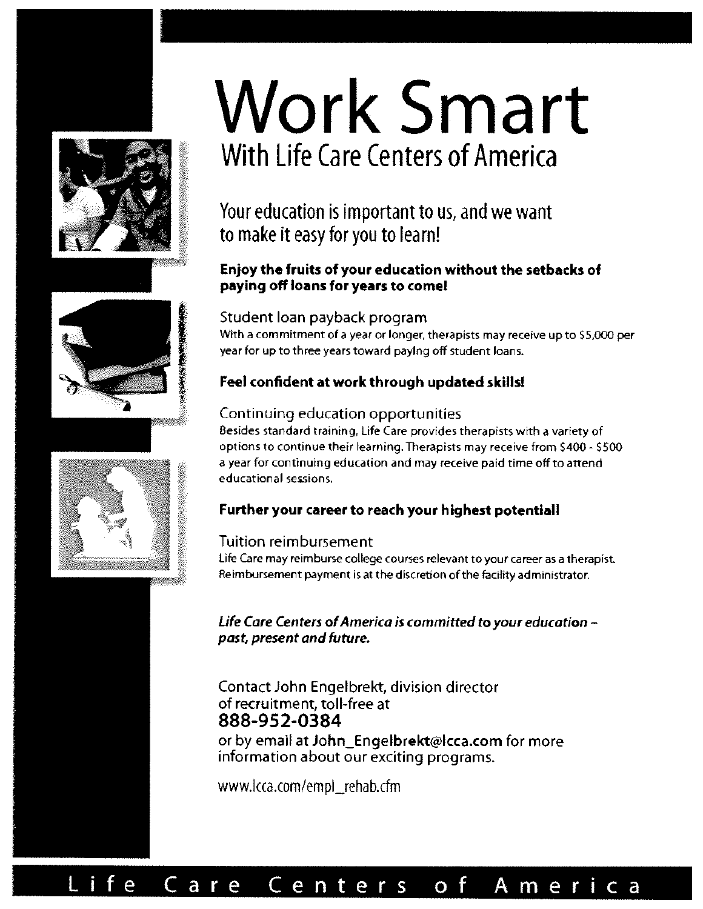# Work Smart

## With Life Care Centers of America

### Your education is important to us, and we want to make it easy for you to learn!

**Enjoy the fruits of your education without the setbacks of paying off loans for years to come!**

Student loan payback program

With a commitment of a year or longer, therapists may receive up to $5,000 per year for up to three years toward paying off student loans.

**Feel confident at work through updated skills!**

Continuing education opportunities

Besides standard training, Life Care provides therapists with a variety of options to continue their learning. Therapists may receive from $400 - $500 a year for continuing education and may receive paid time off to attend educational sessions.

**Further your career to reach your highest potential!**

Tuition reimbursement

Life Care may reimburse college courses relevant to your career as a therapist. Reimbursement payment is at the discretion of the facility administrator.

***Life Care Centers of America is committed to your education – past, present and future.***

Contact John Engelbrekt, division director of recruitment, toll-free at
**888-952-0384**
or by email at **John_Engelbrekt@lcca.com** for more information about our exciting programs.

www.lcca.com/empl_rehab.cfm

Life Care Centers of America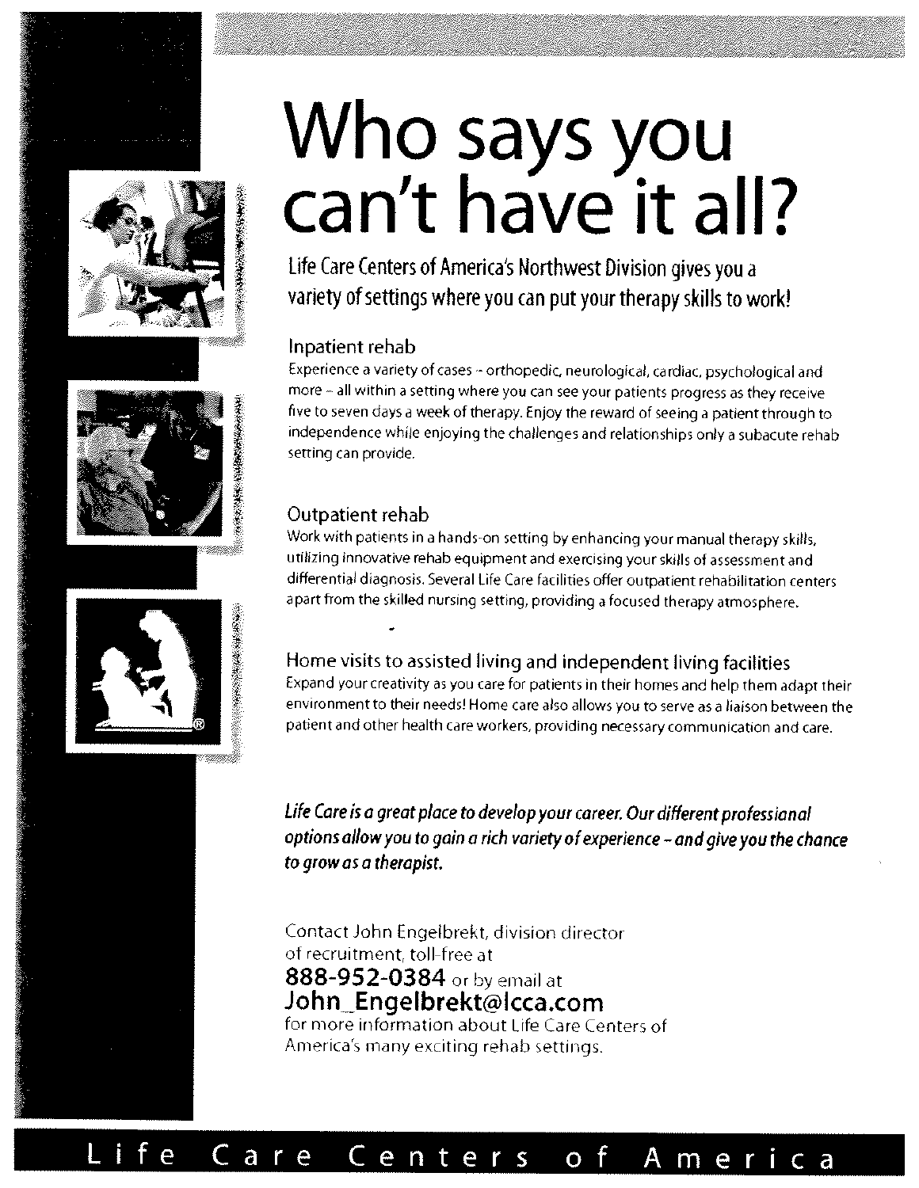# Who says you can't have it all?

**Life Care Centers of America's Northwest Division gives you a variety of settings where you can put your therapy skills to work!**

### Inpatient rehab

Experience a variety of cases -- orthopedic, neurological, cardiac, psychological and more -- all within a setting where you can see your patients progress as they receive five to seven days a week of therapy. Enjoy the reward of seeing a patient through to independence while enjoying the challenges and relationships only a subacute rehab setting can provide.

### Outpatient rehab

Work with patients in a hands-on setting by enhancing your manual therapy skills, utilizing innovative rehab equipment and exercising your skills of assessment and differential diagnosis. Several Life Care facilities offer outpatient rehabilitation centers apart from the skilled nursing setting, providing a focused therapy atmosphere.

### Home visits to assisted living and independent living facilities

Expand your creativity as you care for patients in their homes and help them adapt their environment to their needs! Home care also allows you to serve as a liaison between the patient and other health care workers, providing necessary communication and care.

***Life Care is a great place to develop your career. Our different professional options allow you to gain a rich variety of experience – and give you the chance to grow as a therapist.***

Contact John Engelbrekt, division director of recruitment, toll-free at **888-952-0384** or by email at **John_Engelbrekt@lcca.com** for more information about Life Care Centers of America's many exciting rehab settings.

Life Care Centers of America